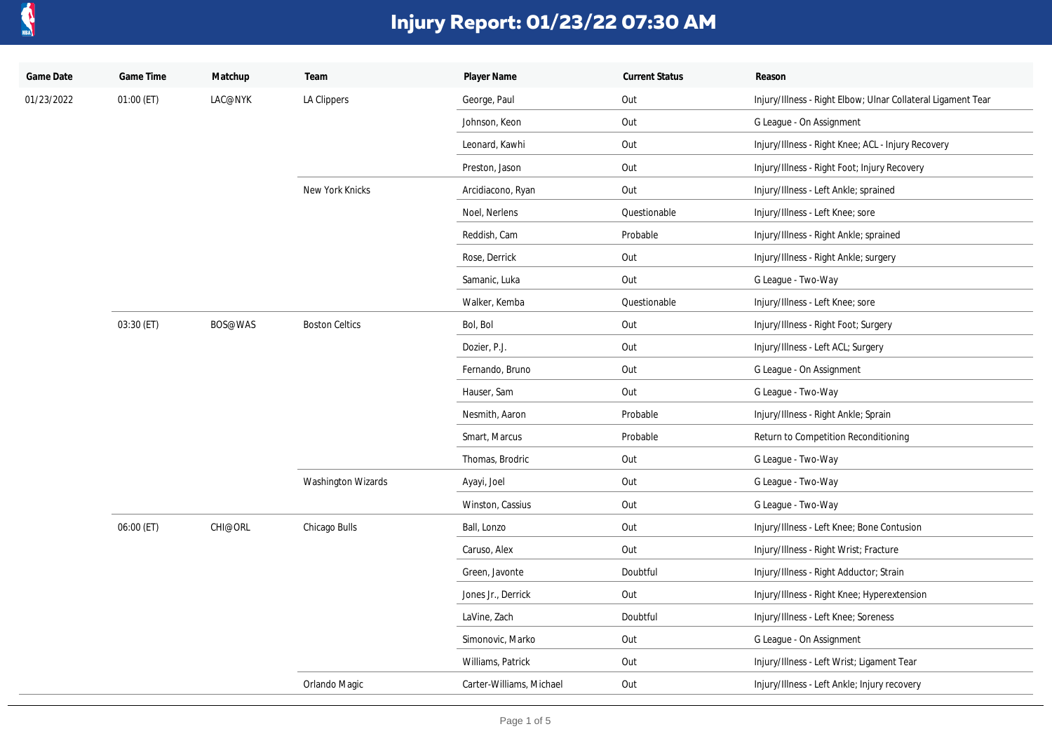# Injury Report: 01/23/22 07:30 AM

| Game Date | Game Time | Matchup | Team | Player Name | Current Status | Reason |
|---|---|---|---|---|---|---|
| 01/23/2022 | 01:00 (ET) | LAC@NYK | LA Clippers | George, Paul | Out | Injury/Illness - Right Elbow; Ulnar Collateral Ligament Tear |
| | | | | Johnson, Keon | Out | G League - On Assignment |
| | | | | Leonard, Kawhi | Out | Injury/Illness - Right Knee; ACL - Injury Recovery |
| | | | | Preston, Jason | Out | Injury/Illness - Right Foot; Injury Recovery |
| | | | New York Knicks | Arcidiacono, Ryan | Out | Injury/Illness - Left Ankle; sprained |
| | | | | Noel, Nerlens | Questionable | Injury/Illness - Left Knee; sore |
| | | | | Reddish, Cam | Probable | Injury/Illness - Right Ankle; sprained |
| | | | | Rose, Derrick | Out | Injury/Illness - Right Ankle; surgery |
| | | | | Samanic, Luka | Out | G League - Two-Way |
| | | | | Walker, Kemba | Questionable | Injury/Illness - Left Knee; sore |
| | 03:30 (ET) | BOS@WAS | Boston Celtics | Bol, Bol | Out | Injury/Illness - Right Foot; Surgery |
| | | | | Dozier, P.J. | Out | Injury/Illness - Left ACL; Surgery |
| | | | | Fernando, Bruno | Out | G League - On Assignment |
| | | | | Hauser, Sam | Out | G League - Two-Way |
| | | | | Nesmith, Aaron | Probable | Injury/Illness - Right Ankle; Sprain |
| | | | | Smart, Marcus | Probable | Return to Competition Reconditioning |
| | | | | Thomas, Brodric | Out | G League - Two-Way |
| | | | Washington Wizards | Ayayi, Joel | Out | G League - Two-Way |
| | | | | Winston, Cassius | Out | G League - Two-Way |
| | 06:00 (ET) | CHI@ORL | Chicago Bulls | Ball, Lonzo | Out | Injury/Illness - Left Knee; Bone Contusion |
| | | | | Caruso, Alex | Out | Injury/Illness - Right Wrist; Fracture |
| | | | | Green, Javonte | Doubtful | Injury/Illness - Right Adductor; Strain |
| | | | | Jones Jr., Derrick | Out | Injury/Illness - Right Knee; Hyperextension |
| | | | | LaVine, Zach | Doubtful | Injury/Illness - Left Knee; Soreness |
| | | | | Simonovic, Marko | Out | G League - On Assignment |
| | | | | Williams, Patrick | Out | Injury/Illness - Left Wrist; Ligament Tear |
| | | | Orlando Magic | Carter-Williams, Michael | Out | Injury/Illness - Left Ankle; Injury recovery |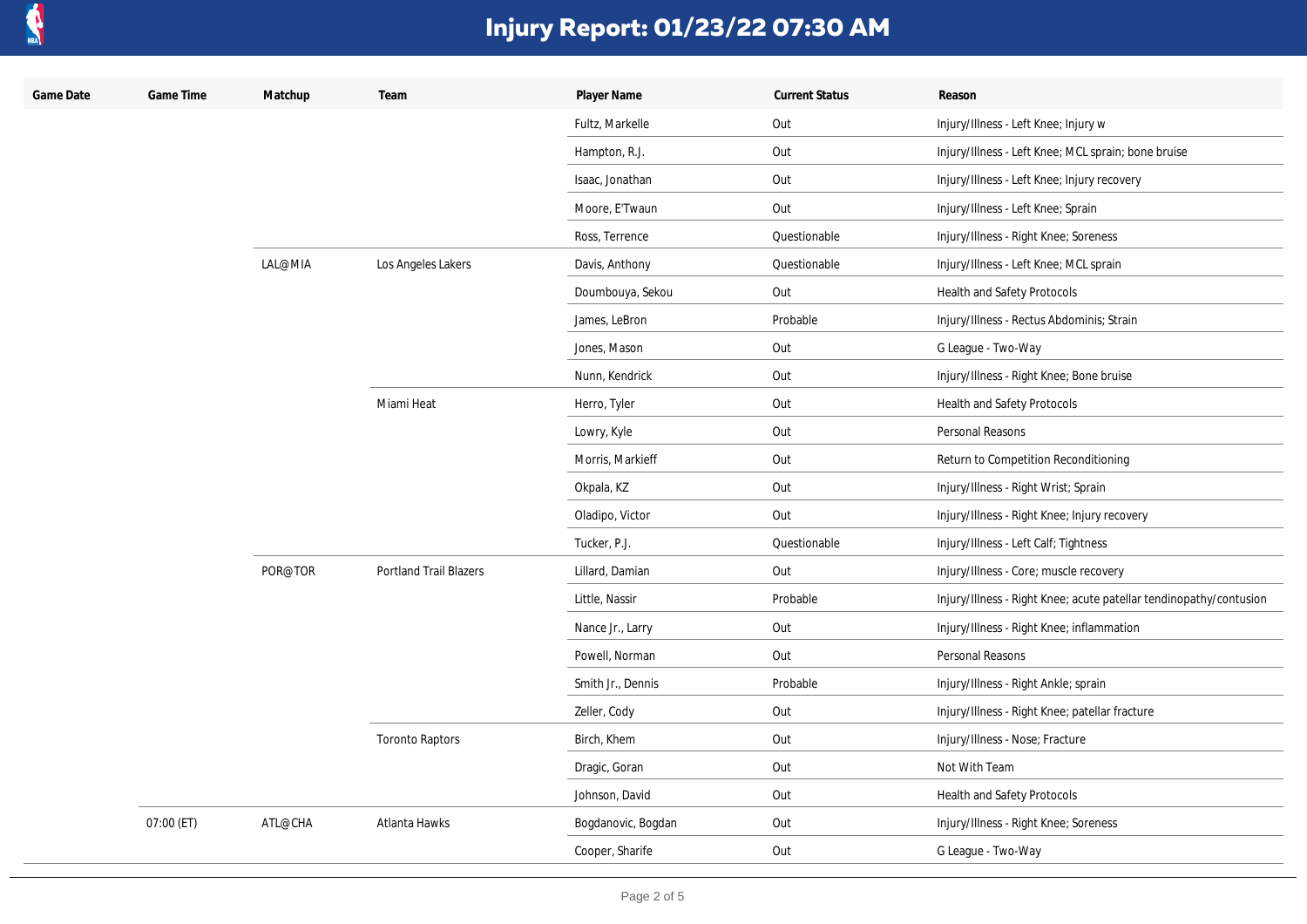# Injury Report: 01/23/22 07:30 AM

| Game Date | Game Time | Matchup | Team | Player Name | Current Status | Reason |
|---|---|---|---|---|---|---|
| | | | | Fultz, Markelle | Out | Injury/Illness - Left Knee; Injury w |
| | | | | Hampton, R.J. | Out | Injury/Illness - Left Knee; MCL sprain; bone bruise |
| | | | | Isaac, Jonathan | Out | Injury/Illness - Left Knee; Injury recovery |
| | | | | Moore, E'Twaun | Out | Injury/Illness - Left Knee; Sprain |
| | | | | Ross, Terrence | Questionable | Injury/Illness - Right Knee; Soreness |
| | | LAL@MIA | Los Angeles Lakers | Davis, Anthony | Questionable | Injury/Illness - Left Knee; MCL sprain |
| | | | | Doumbouya, Sekou | Out | Health and Safety Protocols |
| | | | | James, LeBron | Probable | Injury/Illness - Rectus Abdominis; Strain |
| | | | | Jones, Mason | Out | G League - Two-Way |
| | | | | Nunn, Kendrick | Out | Injury/Illness - Right Knee; Bone bruise |
| | | | Miami Heat | Herro, Tyler | Out | Health and Safety Protocols |
| | | | | Lowry, Kyle | Out | Personal Reasons |
| | | | | Morris, Markieff | Out | Return to Competition Reconditioning |
| | | | | Okpala, KZ | Out | Injury/Illness - Right Wrist; Sprain |
| | | | | Oladipo, Victor | Out | Injury/Illness - Right Knee; Injury recovery |
| | | | | Tucker, P.J. | Questionable | Injury/Illness - Left Calf; Tightness |
| | | POR@TOR | Portland Trail Blazers | Lillard, Damian | Out | Injury/Illness - Core; muscle recovery |
| | | | | Little, Nassir | Probable | Injury/Illness - Right Knee; acute patellar tendinopathy/contusion |
| | | | | Nance Jr., Larry | Out | Injury/Illness - Right Knee; inflammation |
| | | | | Powell, Norman | Out | Personal Reasons |
| | | | | Smith Jr., Dennis | Probable | Injury/Illness - Right Ankle; sprain |
| | | | | Zeller, Cody | Out | Injury/Illness - Right Knee; patellar fracture |
| | | | Toronto Raptors | Birch, Khem | Out | Injury/Illness - Nose; Fracture |
| | | | | Dragic, Goran | Out | Not With Team |
| | | | | Johnson, David | Out | Health and Safety Protocols |
| | 07:00 (ET) | ATL@CHA | Atlanta Hawks | Bogdanovic, Bogdan | Out | Injury/Illness - Right Knee; Soreness |
| | | | | Cooper, Sharife | Out | G League - Two-Way |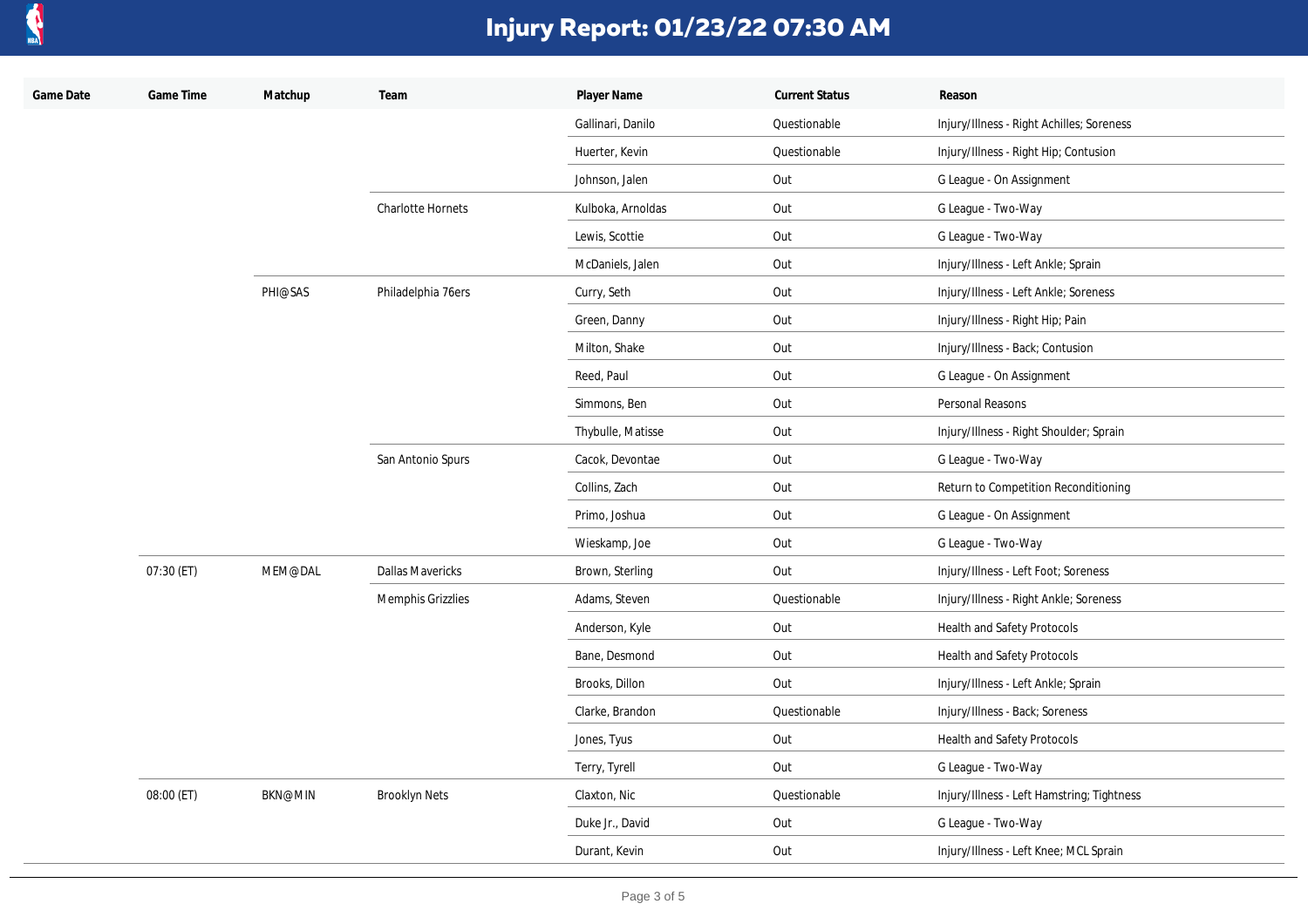# Injury Report: 01/23/22 07:30 AM

| Game Date | Game Time | Matchup | Team | Player Name | Current Status | Reason |
|---|---|---|---|---|---|---|
| | | | | Gallinari, Danilo | Questionable | Injury/Illness - Right Achilles; Soreness |
| | | | | Huerter, Kevin | Questionable | Injury/Illness - Right Hip; Contusion |
| | | | | Johnson, Jalen | Out | G League - On Assignment |
| | | | Charlotte Hornets | Kulboka, Arnoldas | Out | G League - Two-Way |
| | | | | Lewis, Scottie | Out | G League - Two-Way |
| | | | | McDaniels, Jalen | Out | Injury/Illness - Left Ankle; Sprain |
| | | PHI@SAS | Philadelphia 76ers | Curry, Seth | Out | Injury/Illness - Left Ankle; Soreness |
| | | | | Green, Danny | Out | Injury/Illness - Right Hip; Pain |
| | | | | Milton, Shake | Out | Injury/Illness - Back; Contusion |
| | | | | Reed, Paul | Out | G League - On Assignment |
| | | | | Simmons, Ben | Out | Personal Reasons |
| | | | | Thybulle, Matisse | Out | Injury/Illness - Right Shoulder; Sprain |
| | | | San Antonio Spurs | Cacok, Devontae | Out | G League - Two-Way |
| | | | | Collins, Zach | Out | Return to Competition Reconditioning |
| | | | | Primo, Joshua | Out | G League - On Assignment |
| | | | | Wieskamp, Joe | Out | G League - Two-Way |
| | 07:30 (ET) | MEM@DAL | Dallas Mavericks | Brown, Sterling | Out | Injury/Illness - Left Foot; Soreness |
| | | | Memphis Grizzlies | Adams, Steven | Questionable | Injury/Illness - Right Ankle; Soreness |
| | | | | Anderson, Kyle | Out | Health and Safety Protocols |
| | | | | Bane, Desmond | Out | Health and Safety Protocols |
| | | | | Brooks, Dillon | Out | Injury/Illness - Left Ankle; Sprain |
| | | | | Clarke, Brandon | Questionable | Injury/Illness - Back; Soreness |
| | | | | Jones, Tyus | Out | Health and Safety Protocols |
| | | | | Terry, Tyrell | Out | G League - Two-Way |
| | 08:00 (ET) | BKN@MIN | Brooklyn Nets | Claxton, Nic | Questionable | Injury/Illness - Left Hamstring; Tightness |
| | | | | Duke Jr., David | Out | G League - Two-Way |
| | | | | Durant, Kevin | Out | Injury/Illness - Left Knee; MCL Sprain |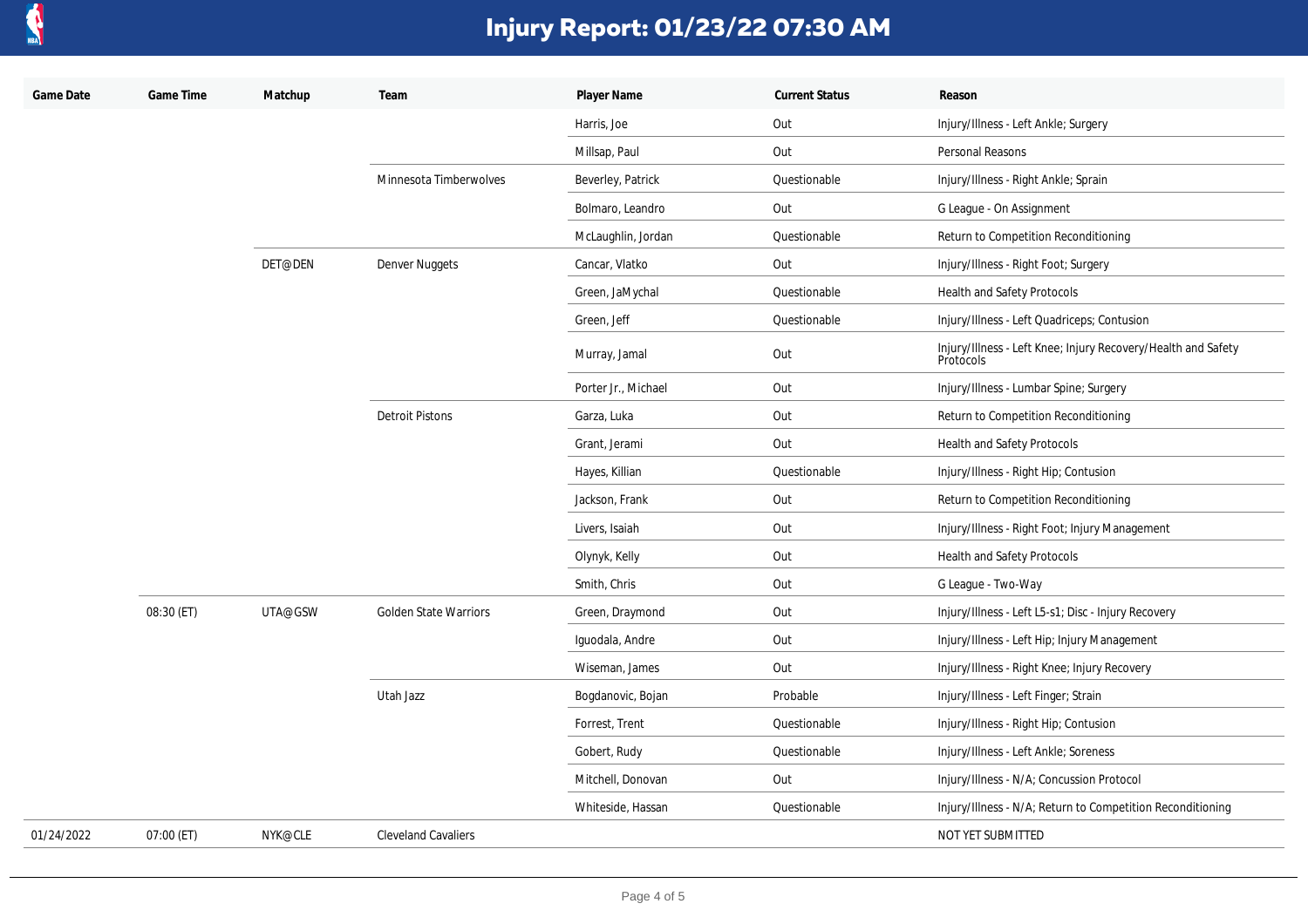# Injury Report: 01/23/22 07:30 AM

| Game Date | Game Time | Matchup | Team | Player Name | Current Status | Reason |
|---|---|---|---|---|---|---|
| | | | | Harris, Joe | Out | Injury/Illness - Left Ankle; Surgery |
| | | | | Millsap, Paul | Out | Personal Reasons |
| | | | Minnesota Timberwolves | Beverley, Patrick | Questionable | Injury/Illness - Right Ankle; Sprain |
| | | | | Bolmaro, Leandro | Out | G League - On Assignment |
| | | | | McLaughlin, Jordan | Questionable | Return to Competition Reconditioning |
| | | DET@DEN | Denver Nuggets | Cancar, Vlatko | Out | Injury/Illness - Right Foot; Surgery |
| | | | | Green, JaMychal | Questionable | Health and Safety Protocols |
| | | | | Green, Jeff | Questionable | Injury/Illness - Left Quadriceps; Contusion |
| | | | | Murray, Jamal | Out | Injury/Illness - Left Knee; Injury Recovery/Health and Safety Protocols |
| | | | | Porter Jr., Michael | Out | Injury/Illness - Lumbar Spine; Surgery |
| | | | Detroit Pistons | Garza, Luka | Out | Return to Competition Reconditioning |
| | | | | Grant, Jerami | Out | Health and Safety Protocols |
| | | | | Hayes, Killian | Questionable | Injury/Illness - Right Hip; Contusion |
| | | | | Jackson, Frank | Out | Return to Competition Reconditioning |
| | | | | Livers, Isaiah | Out | Injury/Illness - Right Foot; Injury Management |
| | | | | Olynyk, Kelly | Out | Health and Safety Protocols |
| | | | | Smith, Chris | Out | G League - Two-Way |
| | 08:30 (ET) | UTA@GSW | Golden State Warriors | Green, Draymond | Out | Injury/Illness - Left L5-s1; Disc - Injury Recovery |
| | | | | Iguodala, Andre | Out | Injury/Illness - Left Hip; Injury Management |
| | | | | Wiseman, James | Out | Injury/Illness - Right Knee; Injury Recovery |
| | | | Utah Jazz | Bogdanovic, Bojan | Probable | Injury/Illness - Left Finger; Strain |
| | | | | Forrest, Trent | Questionable | Injury/Illness - Right Hip; Contusion |
| | | | | Gobert, Rudy | Questionable | Injury/Illness - Left Ankle; Soreness |
| | | | | Mitchell, Donovan | Out | Injury/Illness - N/A; Concussion Protocol |
| | | | | Whiteside, Hassan | Questionable | Injury/Illness - N/A; Return to Competition Reconditioning |
| 01/24/2022 | 07:00 (ET) | NYK@CLE | Cleveland Cavaliers | | | NOT YET SUBMITTED |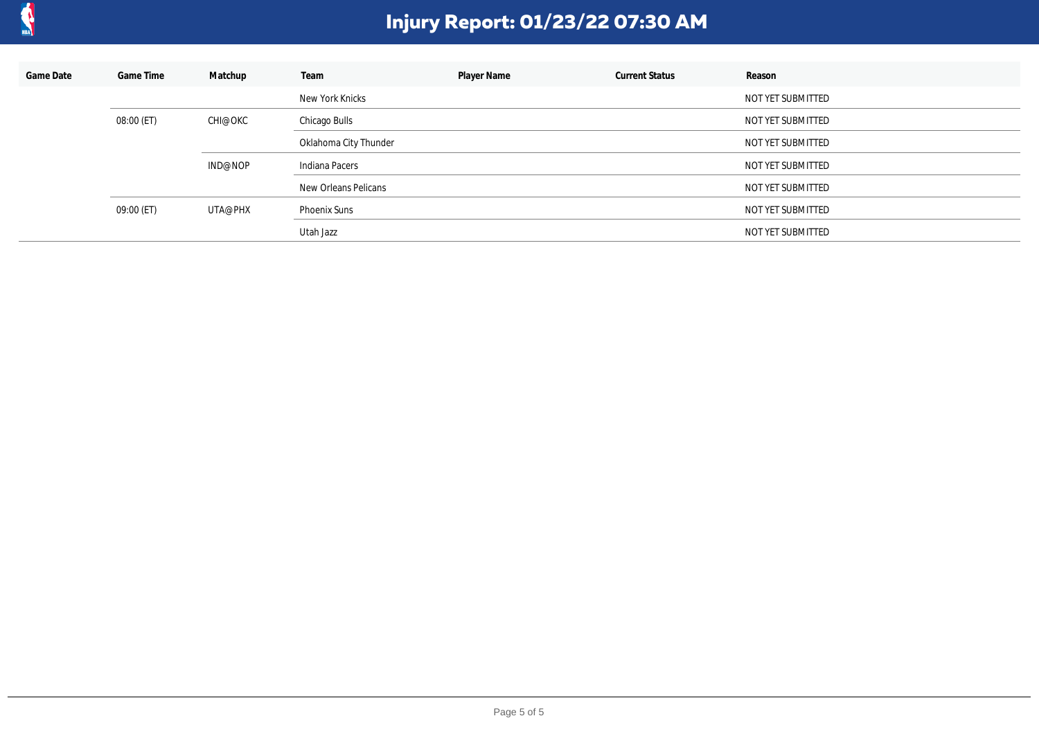# Injury Report: 01/23/22 07:30 AM

| Game Date | Game Time | Matchup | Team | Player Name | Current Status | Reason |
|---|---|---|---|---|---|---|
| | | | New York Knicks | | | NOT YET SUBMITTED |
| | 08:00 (ET) | CHI@OKC | Chicago Bulls | | | NOT YET SUBMITTED |
| | | | Oklahoma City Thunder | | | NOT YET SUBMITTED |
| | | IND@NOP | Indiana Pacers | | | NOT YET SUBMITTED |
| | | | New Orleans Pelicans | | | NOT YET SUBMITTED |
| | 09:00 (ET) | UTA@PHX | Phoenix Suns | | | NOT YET SUBMITTED |
| | | | Utah Jazz | | | NOT YET SUBMITTED |